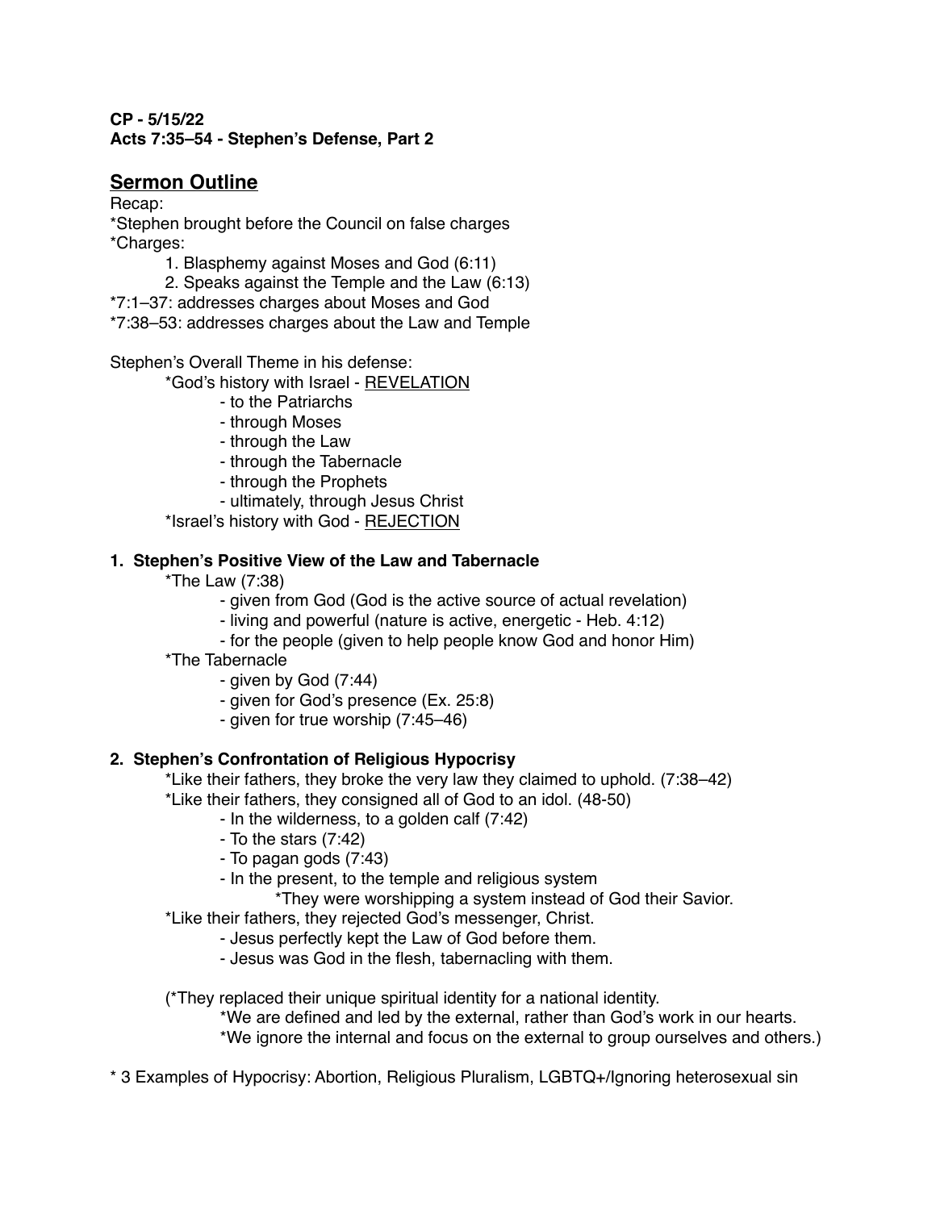**CP - 5/15/22**
**Acts 7:35–54 - Stephen's Defense, Part 2**

## Sermon Outline

Recap:
*Stephen brought before the Council on false charges
*Charges:
1. Blasphemy against Moses and God (6:11)
2. Speaks against the Temple and the Law (6:13)

*7:1–37: addresses charges about Moses and God
*7:38–53: addresses charges about the Law and Temple

Stephen's Overall Theme in his defense:
- *God's history with Israel - <u>REVELATION</u>
  - to the Patriarchs
  - through Moses
  - through the Law
  - through the Tabernacle
  - through the Prophets
  - ultimately, through Jesus Christ
- *Israel's history with God - <u>REJECTION</u>

### 1. Stephen's Positive View of the Law and Tabernacle

- *The Law (7:38)
  - given from God (God is the active source of actual revelation)
  - living and powerful (nature is active, energetic - Heb. 4:12)
  - for the people (given to help people know God and honor Him)
- *The Tabernacle
  - given by God (7:44)
  - given for God's presence (Ex. 25:8)
  - given for true worship (7:45–46)

### 2. Stephen's Confrontation of Religious Hypocrisy

- *Like their fathers, they broke the very law they claimed to uphold. (7:38–42)
- *Like their fathers, they consigned all of God to an idol. (48-50)
  - In the wilderness, to a golden calf (7:42)
  - To the stars (7:42)
  - To pagan gods (7:43)
  - In the present, to the temple and religious system
    - *They were worshipping a system instead of God their Savior.
- *Like their fathers, they rejected God's messenger, Christ.
  - Jesus perfectly kept the Law of God before them.
  - Jesus was God in the flesh, tabernacling with them.

(*They replaced their unique spiritual identity for a national identity.
- *We are defined and led by the external, rather than God's work in our hearts.
- *We ignore the internal and focus on the external to group ourselves and others.)

* 3 Examples of Hypocrisy: Abortion, Religious Pluralism, LGBTQ+/Ignoring heterosexual sin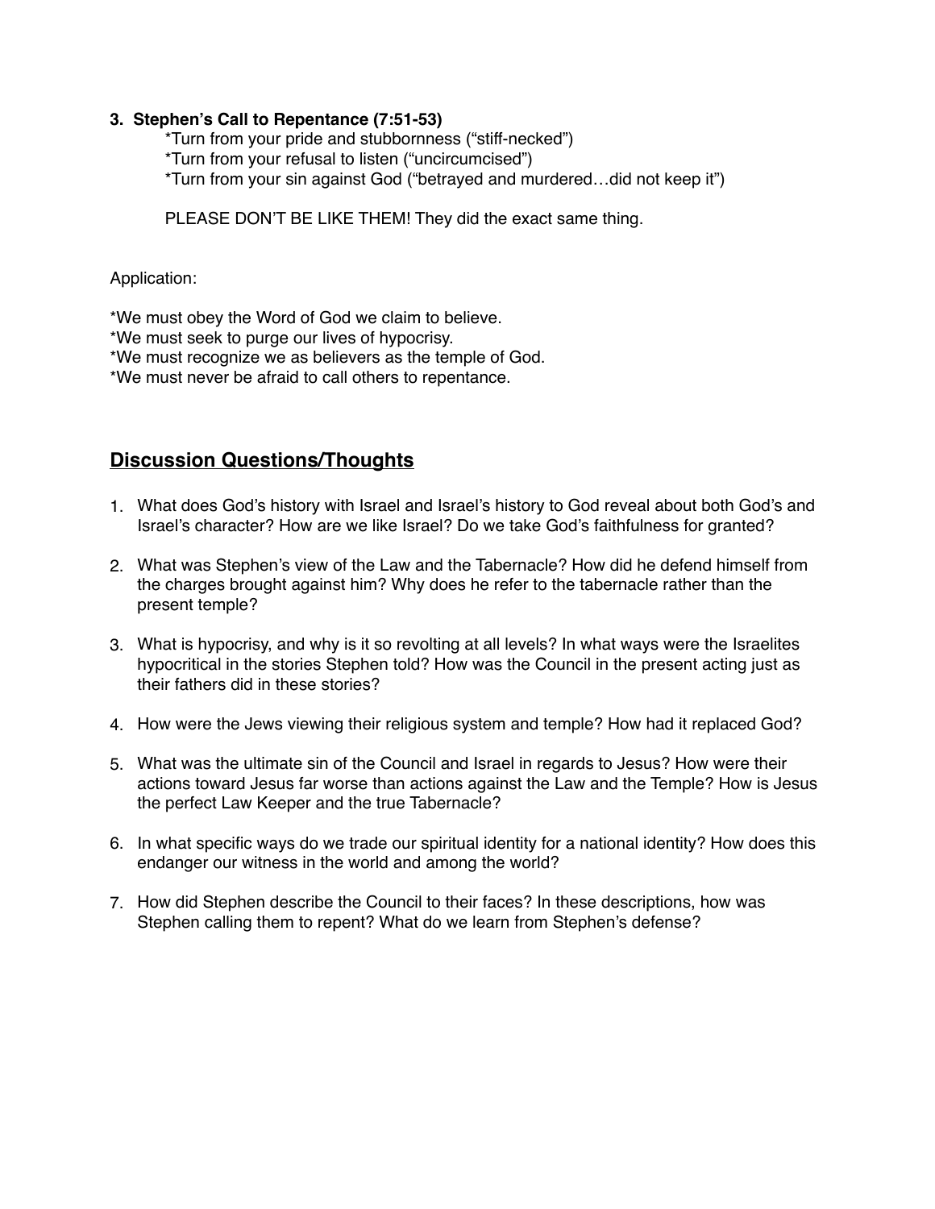**3. Stephen's Call to Repentance (7:51-53)**

*Turn from your pride and stubbornness ("stiff-necked")
*Turn from your refusal to listen ("uncircumcised")
*Turn from your sin against God ("betrayed and murdered…did not keep it")

PLEASE DON'T BE LIKE THEM! They did the exact same thing.

Application:

*We must obey the Word of God we claim to believe.
*We must seek to purge our lives of hypocrisy.
*We must recognize we as believers as the temple of God.
*We must never be afraid to call others to repentance.

## <u>Discussion Questions/Thoughts</u>

1. What does God's history with Israel and Israel's history to God reveal about both God's and Israel's character? How are we like Israel? Do we take God's faithfulness for granted?

2. What was Stephen's view of the Law and the Tabernacle? How did he defend himself from the charges brought against him? Why does he refer to the tabernacle rather than the present temple?

3. What is hypocrisy, and why is it so revolting at all levels? In what ways were the Israelites hypocritical in the stories Stephen told? How was the Council in the present acting just as their fathers did in these stories?

4. How were the Jews viewing their religious system and temple? How had it replaced God?

5. What was the ultimate sin of the Council and Israel in regards to Jesus? How were their actions toward Jesus far worse than actions against the Law and the Temple? How is Jesus the perfect Law Keeper and the true Tabernacle?

6. In what specific ways do we trade our spiritual identity for a national identity? How does this endanger our witness in the world and among the world?

7. How did Stephen describe the Council to their faces? In these descriptions, how was Stephen calling them to repent? What do we learn from Stephen's defense?